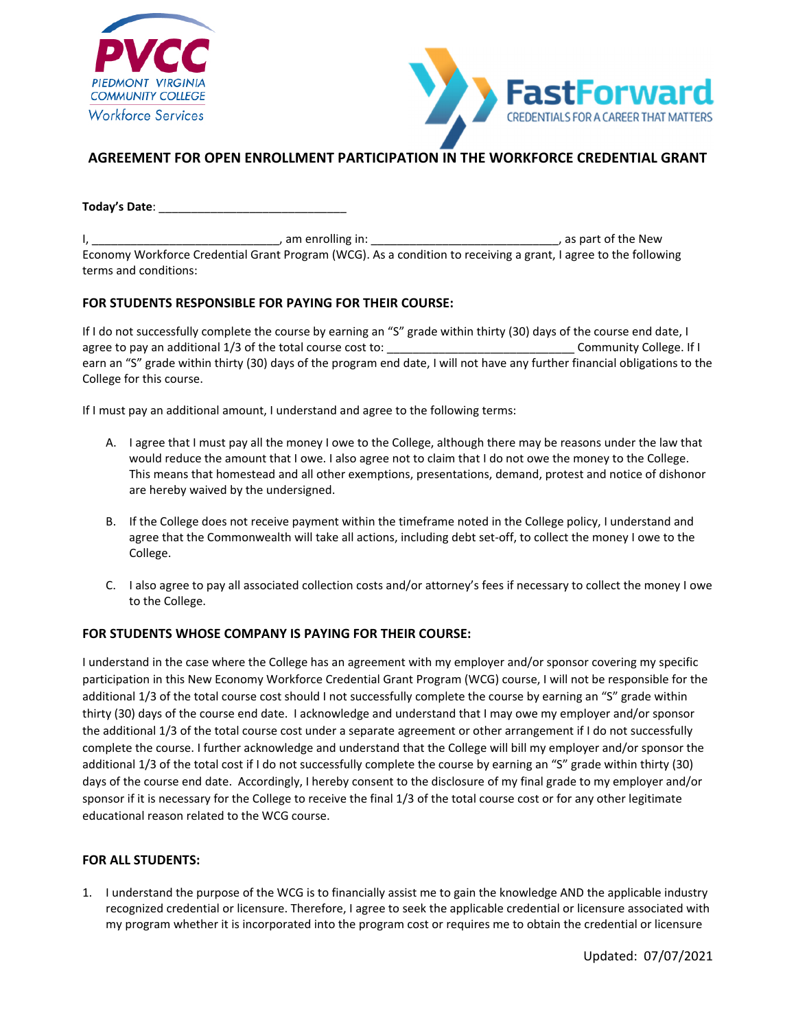PVCC
PIEDMONT VIRGINIA COMMUNITY COLLEGE
Workforce Services

FastForward
CREDENTIALS FOR A CAREER THAT MATTERS

## AGREEMENT FOR OPEN ENROLLMENT PARTICIPATION IN THE WORKFORCE CREDENTIAL GRANT

**Today's Date**: ______________________________

I, ______________________________, am enrolling in: ______________________________, as part of the New Economy Workforce Credential Grant Program (WCG). As a condition to receiving a grant, I agree to the following terms and conditions:

### FOR STUDENTS RESPONSIBLE FOR PAYING FOR THEIR COURSE:

If I do not successfully complete the course by earning an "S" grade within thirty (30) days of the course end date, I agree to pay an additional 1/3 of the total course cost to: ______________________________ Community College. If I earn an "S" grade within thirty (30) days of the program end date, I will not have any further financial obligations to the College for this course.

If I must pay an additional amount, I understand and agree to the following terms:

A. I agree that I must pay all the money I owe to the College, although there may be reasons under the law that would reduce the amount that I owe. I also agree not to claim that I do not owe the money to the College. This means that homestead and all other exemptions, presentations, demand, protest and notice of dishonor are hereby waived by the undersigned.

B. If the College does not receive payment within the timeframe noted in the College policy, I understand and agree that the Commonwealth will take all actions, including debt set-off, to collect the money I owe to the College.

C. I also agree to pay all associated collection costs and/or attorney's fees if necessary to collect the money I owe to the College.

### FOR STUDENTS WHOSE COMPANY IS PAYING FOR THEIR COURSE:

I understand in the case where the College has an agreement with my employer and/or sponsor covering my specific participation in this New Economy Workforce Credential Grant Program (WCG) course, I will not be responsible for the additional 1/3 of the total course cost should I not successfully complete the course by earning an "S" grade within thirty (30) days of the course end date. I acknowledge and understand that I may owe my employer and/or sponsor the additional 1/3 of the total course cost under a separate agreement or other arrangement if I do not successfully complete the course. I further acknowledge and understand that the College will bill my employer and/or sponsor the additional 1/3 of the total cost if I do not successfully complete the course by earning an "S" grade within thirty (30) days of the course end date. Accordingly, I hereby consent to the disclosure of my final grade to my employer and/or sponsor if it is necessary for the College to receive the final 1/3 of the total course cost or for any other legitimate educational reason related to the WCG course.

### FOR ALL STUDENTS:

1. I understand the purpose of the WCG is to financially assist me to gain the knowledge AND the applicable industry recognized credential or licensure. Therefore, I agree to seek the applicable credential or licensure associated with my program whether it is incorporated into the program cost or requires me to obtain the credential or licensure

Updated: 07/07/2021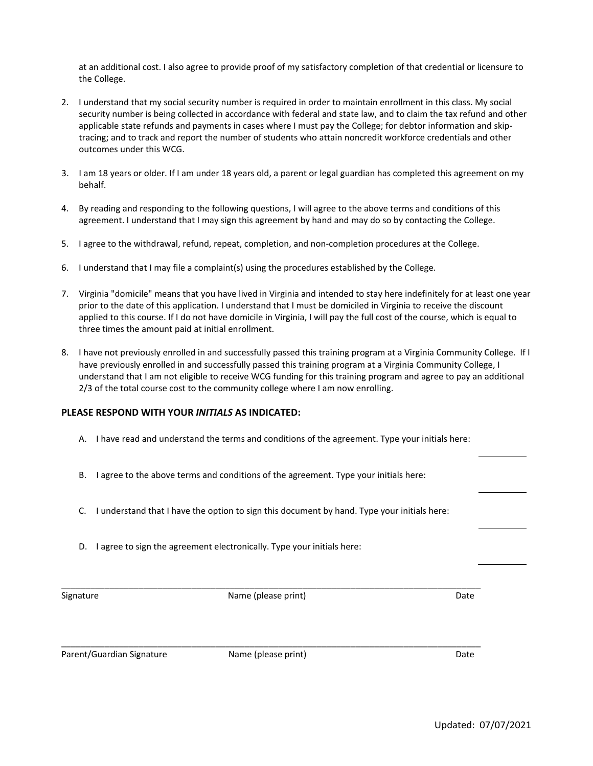at an additional cost. I also agree to provide proof of my satisfactory completion of that credential or licensure to the College.

2. I understand that my social security number is required in order to maintain enrollment in this class. My social security number is being collected in accordance with federal and state law, and to claim the tax refund and other applicable state refunds and payments in cases where I must pay the College; for debtor information and skip-tracing; and to track and report the number of students who attain noncredit workforce credentials and other outcomes under this WCG.

3. I am 18 years or older. If I am under 18 years old, a parent or legal guardian has completed this agreement on my behalf.

4. By reading and responding to the following questions, I will agree to the above terms and conditions of this agreement. I understand that I may sign this agreement by hand and may do so by contacting the College.

5. I agree to the withdrawal, refund, repeat, completion, and non-completion procedures at the College.

6. I understand that I may file a complaint(s) using the procedures established by the College.

7. Virginia "domicile" means that you have lived in Virginia and intended to stay here indefinitely for at least one year prior to the date of this application. I understand that I must be domiciled in Virginia to receive the discount applied to this course. If I do not have domicile in Virginia, I will pay the full cost of the course, which is equal to three times the amount paid at initial enrollment.

8. I have not previously enrolled in and successfully passed this training program at a Virginia Community College. If I have previously enrolled in and successfully passed this training program at a Virginia Community College, I understand that I am not eligible to receive WCG funding for this training program and agree to pay an additional 2/3 of the total course cost to the community college where I am now enrolling.

**PLEASE RESPOND WITH YOUR *INITIALS* AS INDICATED:**

A. I have read and understand the terms and conditions of the agreement. Type your initials here: __________

B. I agree to the above terms and conditions of the agreement. Type your initials here: __________

C. I understand that I have the option to sign this document by hand. Type your initials here: __________

D. I agree to sign the agreement electronically. Type your initials here: __________

______________________________________________________________________________________

Signature          Name (please print)          Date

______________________________________________________________________________________

Parent/Guardian Signature          Name (please print)          Date

Updated: 07/07/2021